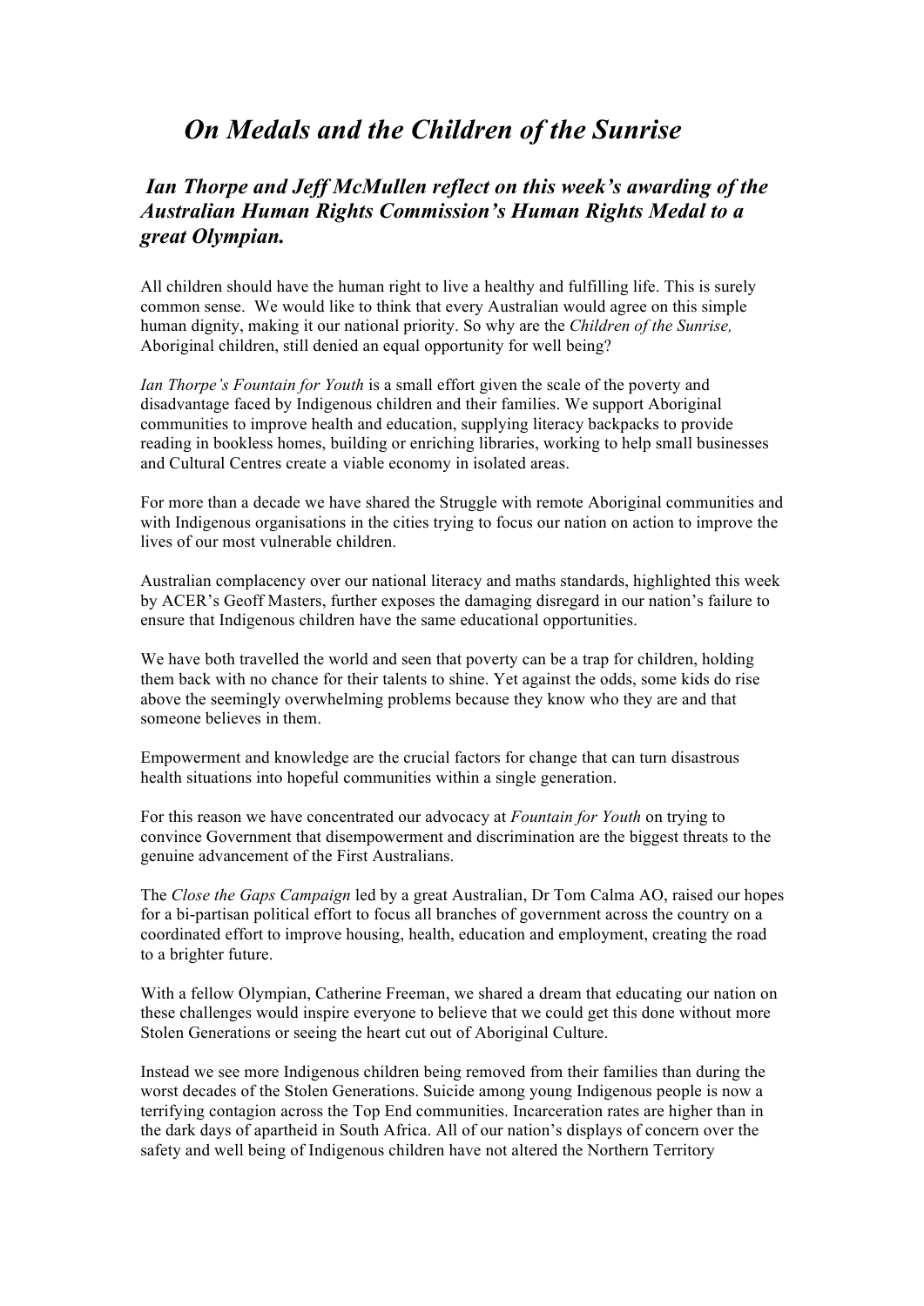# *On Medals and the Children of the Sunrise*

***Ian Thorpe and Jeff McMullen reflect on this week's awarding of the Australian Human Rights Commission's Human Rights Medal to a great Olympian.***

All children should have the human right to live a healthy and fulfilling life. This is surely common sense. We would like to think that every Australian would agree on this simple human dignity, making it our national priority. So why are the *Children of the Sunrise,* Aboriginal children, still denied an equal opportunity for well being?

*Ian Thorpe's Fountain for Youth* is a small effort given the scale of the poverty and disadvantage faced by Indigenous children and their families. We support Aboriginal communities to improve health and education, supplying literacy backpacks to provide reading in bookless homes, building or enriching libraries, working to help small businesses and Cultural Centres create a viable economy in isolated areas.

For more than a decade we have shared the Struggle with remote Aboriginal communities and with Indigenous organisations in the cities trying to focus our nation on action to improve the lives of our most vulnerable children.

Australian complacency over our national literacy and maths standards, highlighted this week by ACER's Geoff Masters, further exposes the damaging disregard in our nation's failure to ensure that Indigenous children have the same educational opportunities.

We have both travelled the world and seen that poverty can be a trap for children, holding them back with no chance for their talents to shine. Yet against the odds, some kids do rise above the seemingly overwhelming problems because they know who they are and that someone believes in them.

Empowerment and knowledge are the crucial factors for change that can turn disastrous health situations into hopeful communities within a single generation.

For this reason we have concentrated our advocacy at *Fountain for Youth* on trying to convince Government that disempowerment and discrimination are the biggest threats to the genuine advancement of the First Australians.

The *Close the Gaps Campaign* led by a great Australian, Dr Tom Calma AO, raised our hopes for a bi-partisan political effort to focus all branches of government across the country on a coordinated effort to improve housing, health, education and employment, creating the road to a brighter future.

With a fellow Olympian, Catherine Freeman, we shared a dream that educating our nation on these challenges would inspire everyone to believe that we could get this done without more Stolen Generations or seeing the heart cut out of Aboriginal Culture.

Instead we see more Indigenous children being removed from their families than during the worst decades of the Stolen Generations. Suicide among young Indigenous people is now a terrifying contagion across the Top End communities. Incarceration rates are higher than in the dark days of apartheid in South Africa. All of our nation's displays of concern over the safety and well being of Indigenous children have not altered the Northern Territory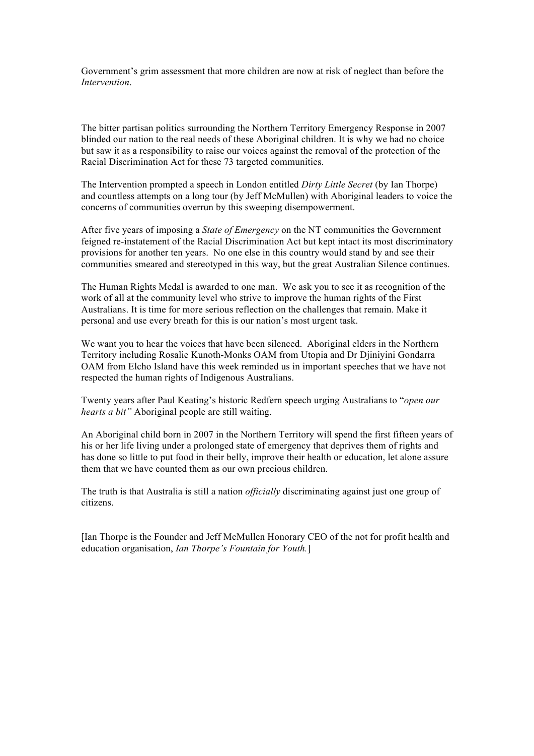Government's grim assessment that more children are now at risk of neglect than before the *Intervention*.

The bitter partisan politics surrounding the Northern Territory Emergency Response in 2007 blinded our nation to the real needs of these Aboriginal children. It is why we had no choice but saw it as a responsibility to raise our voices against the removal of the protection of the Racial Discrimination Act for these 73 targeted communities.

The Intervention prompted a speech in London entitled *Dirty Little Secret* (by Ian Thorpe) and countless attempts on a long tour (by Jeff McMullen) with Aboriginal leaders to voice the concerns of communities overrun by this sweeping disempowerment.

After five years of imposing a *State of Emergency* on the NT communities the Government feigned re-instatement of the Racial Discrimination Act but kept intact its most discriminatory provisions for another ten years. No one else in this country would stand by and see their communities smeared and stereotyped in this way, but the great Australian Silence continues.

The Human Rights Medal is awarded to one man. We ask you to see it as recognition of the work of all at the community level who strive to improve the human rights of the First Australians. It is time for more serious reflection on the challenges that remain. Make it personal and use every breath for this is our nation's most urgent task.

We want you to hear the voices that have been silenced. Aboriginal elders in the Northern Territory including Rosalie Kunoth-Monks OAM from Utopia and Dr Djiniyini Gondarra OAM from Elcho Island have this week reminded us in important speeches that we have not respected the human rights of Indigenous Australians.

Twenty years after Paul Keating's historic Redfern speech urging Australians to "*open our hearts a bit"* Aboriginal people are still waiting.

An Aboriginal child born in 2007 in the Northern Territory will spend the first fifteen years of his or her life living under a prolonged state of emergency that deprives them of rights and has done so little to put food in their belly, improve their health or education, let alone assure them that we have counted them as our own precious children.

The truth is that Australia is still a nation *officially* discriminating against just one group of citizens.

[Ian Thorpe is the Founder and Jeff McMullen Honorary CEO of the not for profit health and education organisation, *Ian Thorpe's Fountain for Youth.*]